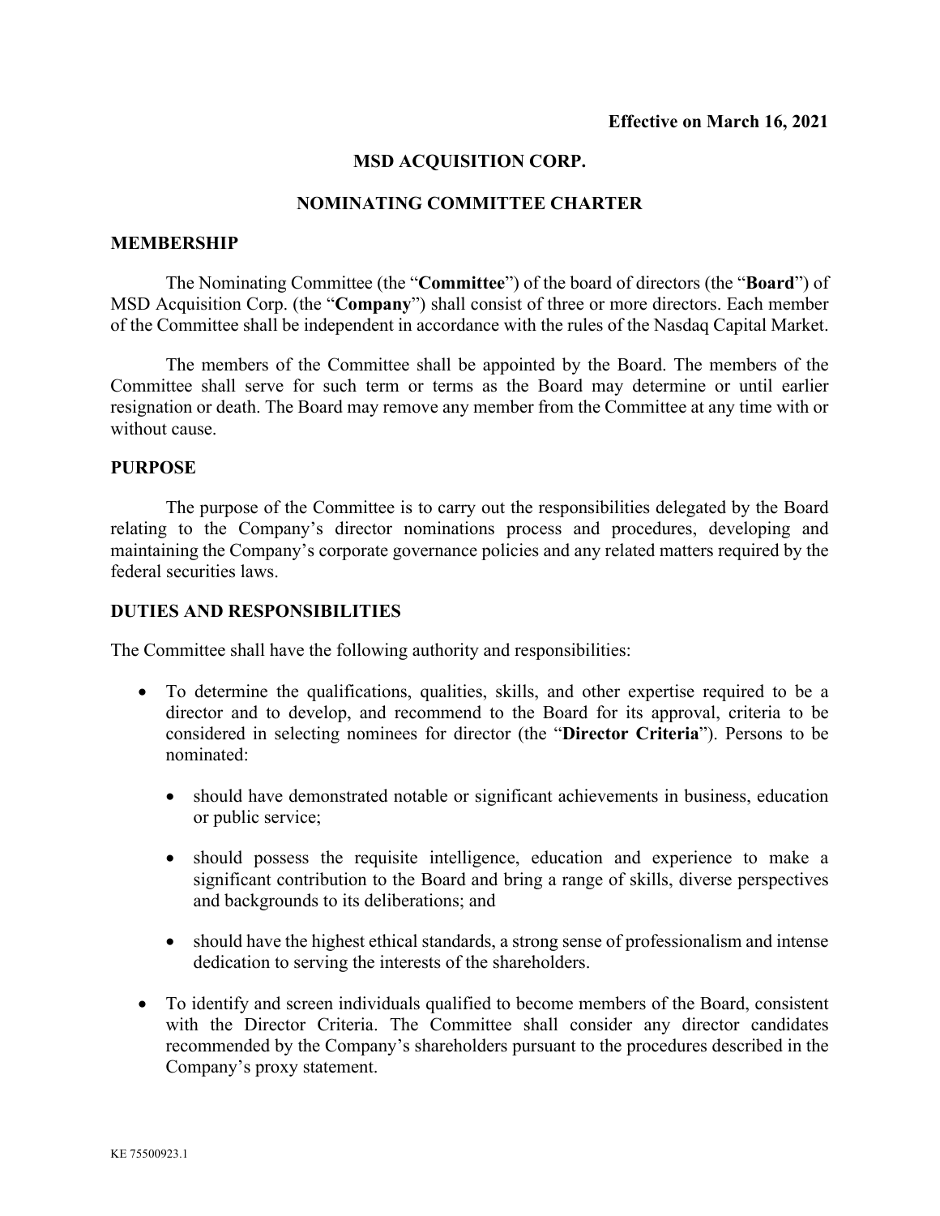**Effective on March 16, 2021**

# MSD ACQUISITION CORP.

## NOMINATING COMMITTEE CHARTER

### MEMBERSHIP

The Nominating Committee (the "**Committee**") of the board of directors (the "**Board**") of MSD Acquisition Corp. (the "**Company**") shall consist of three or more directors. Each member of the Committee shall be independent in accordance with the rules of the Nasdaq Capital Market.

The members of the Committee shall be appointed by the Board. The members of the Committee shall serve for such term or terms as the Board may determine or until earlier resignation or death. The Board may remove any member from the Committee at any time with or without cause.

### PURPOSE

The purpose of the Committee is to carry out the responsibilities delegated by the Board relating to the Company's director nominations process and procedures, developing and maintaining the Company's corporate governance policies and any related matters required by the federal securities laws.

### DUTIES AND RESPONSIBILITIES

The Committee shall have the following authority and responsibilities:

- To determine the qualifications, qualities, skills, and other expertise required to be a director and to develop, and recommend to the Board for its approval, criteria to be considered in selecting nominees for director (the "**Director Criteria**"). Persons to be nominated:
  - should have demonstrated notable or significant achievements in business, education or public service;
  - should possess the requisite intelligence, education and experience to make a significant contribution to the Board and bring a range of skills, diverse perspectives and backgrounds to its deliberations; and
  - should have the highest ethical standards, a strong sense of professionalism and intense dedication to serving the interests of the shareholders.
- To identify and screen individuals qualified to become members of the Board, consistent with the Director Criteria. The Committee shall consider any director candidates recommended by the Company's shareholders pursuant to the procedures described in the Company's proxy statement.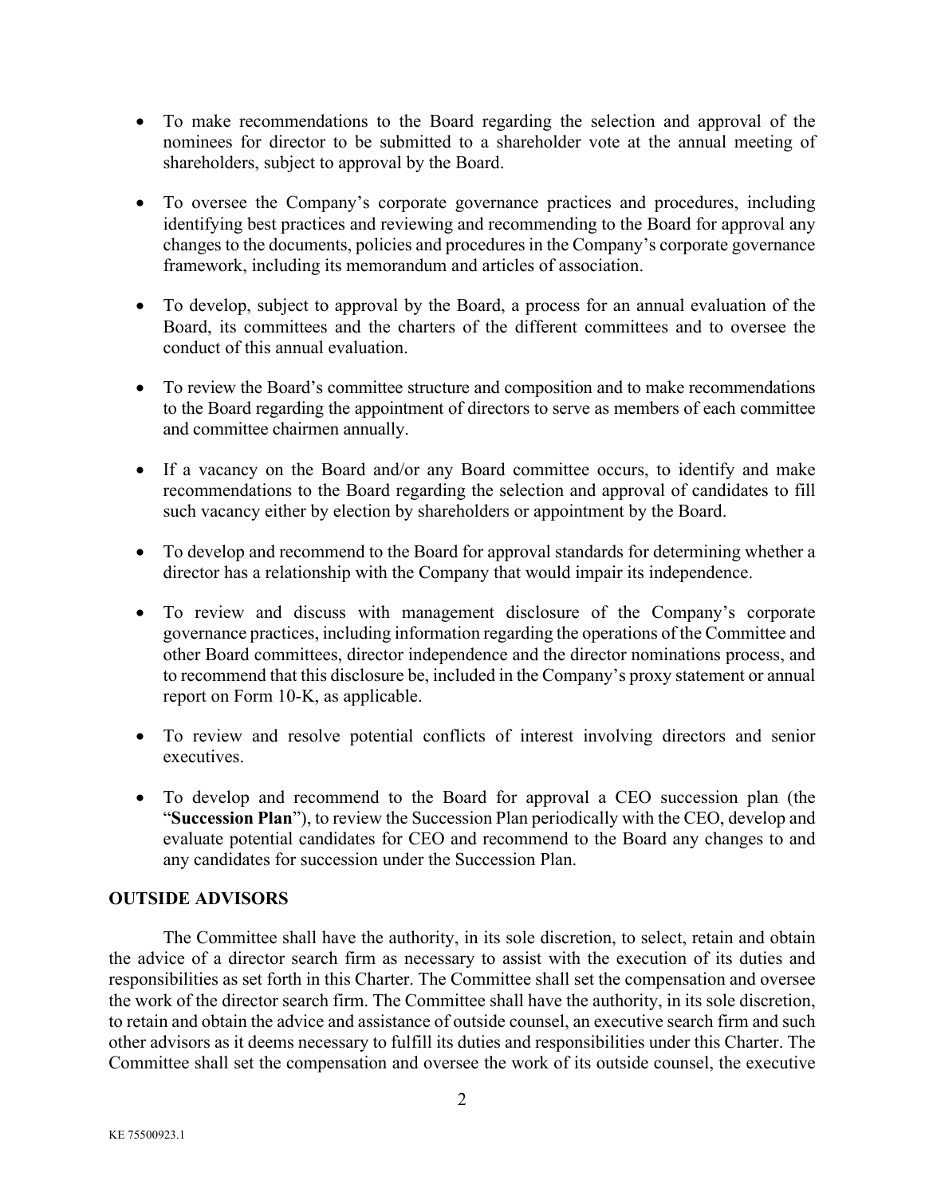- To make recommendations to the Board regarding the selection and approval of the nominees for director to be submitted to a shareholder vote at the annual meeting of shareholders, subject to approval by the Board.

- To oversee the Company's corporate governance practices and procedures, including identifying best practices and reviewing and recommending to the Board for approval any changes to the documents, policies and procedures in the Company's corporate governance framework, including its memorandum and articles of association.

- To develop, subject to approval by the Board, a process for an annual evaluation of the Board, its committees and the charters of the different committees and to oversee the conduct of this annual evaluation.

- To review the Board's committee structure and composition and to make recommendations to the Board regarding the appointment of directors to serve as members of each committee and committee chairmen annually.

- If a vacancy on the Board and/or any Board committee occurs, to identify and make recommendations to the Board regarding the selection and approval of candidates to fill such vacancy either by election by shareholders or appointment by the Board.

- To develop and recommend to the Board for approval standards for determining whether a director has a relationship with the Company that would impair its independence.

- To review and discuss with management disclosure of the Company's corporate governance practices, including information regarding the operations of the Committee and other Board committees, director independence and the director nominations process, and to recommend that this disclosure be, included in the Company's proxy statement or annual report on Form 10-K, as applicable.

- To review and resolve potential conflicts of interest involving directors and senior executives.

- To develop and recommend to the Board for approval a CEO succession plan (the "**Succession Plan**"), to review the Succession Plan periodically with the CEO, develop and evaluate potential candidates for CEO and recommend to the Board any changes to and any candidates for succession under the Succession Plan.

## OUTSIDE ADVISORS

The Committee shall have the authority, in its sole discretion, to select, retain and obtain the advice of a director search firm as necessary to assist with the execution of its duties and responsibilities as set forth in this Charter. The Committee shall set the compensation and oversee the work of the director search firm. The Committee shall have the authority, in its sole discretion, to retain and obtain the advice and assistance of outside counsel, an executive search firm and such other advisors as it deems necessary to fulfill its duties and responsibilities under this Charter. The Committee shall set the compensation and oversee the work of its outside counsel, the executive

KE 75500923.1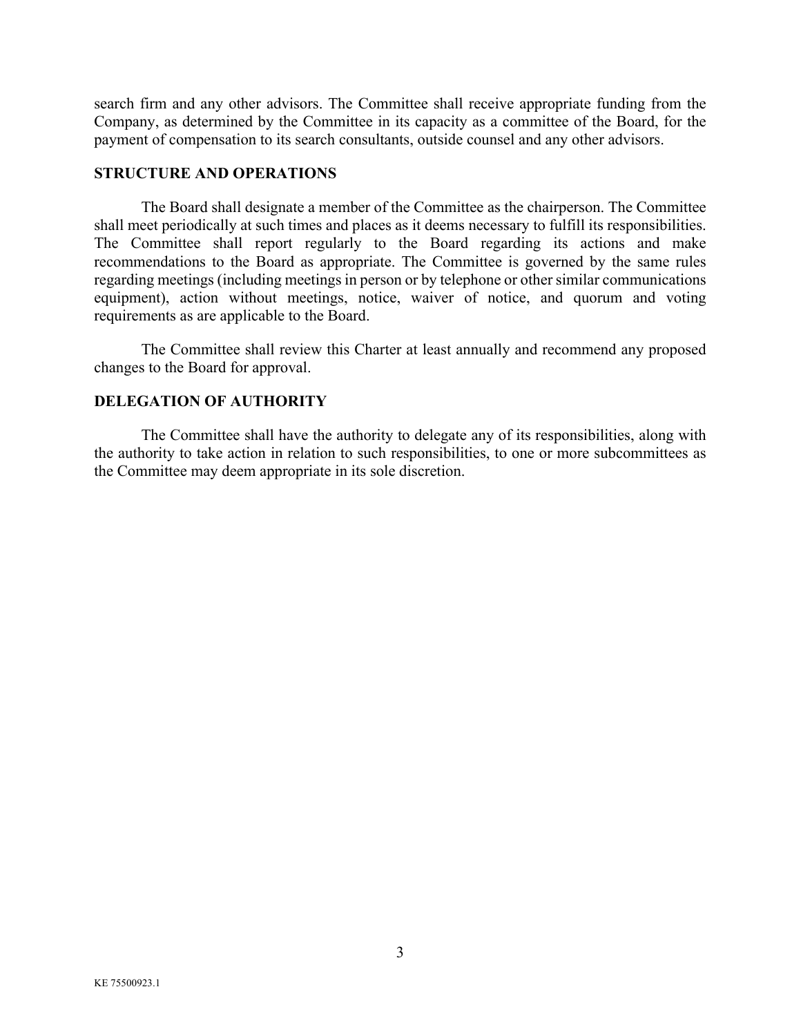search firm and any other advisors. The Committee shall receive appropriate funding from the Company, as determined by the Committee in its capacity as a committee of the Board, for the payment of compensation to its search consultants, outside counsel and any other advisors.

## STRUCTURE AND OPERATIONS

The Board shall designate a member of the Committee as the chairperson. The Committee shall meet periodically at such times and places as it deems necessary to fulfill its responsibilities. The Committee shall report regularly to the Board regarding its actions and make recommendations to the Board as appropriate. The Committee is governed by the same rules regarding meetings (including meetings in person or by telephone or other similar communications equipment), action without meetings, notice, waiver of notice, and quorum and voting requirements as are applicable to the Board.

The Committee shall review this Charter at least annually and recommend any proposed changes to the Board for approval.

## DELEGATION OF AUTHORITY

The Committee shall have the authority to delegate any of its responsibilities, along with the authority to take action in relation to such responsibilities, to one or more subcommittees as the Committee may deem appropriate in its sole discretion.

KE 75500923.1